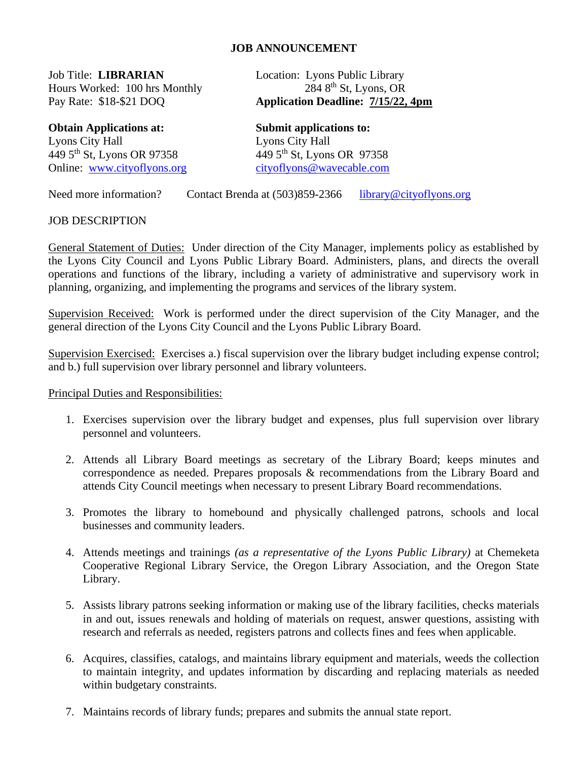# JOB ANNOUNCEMENT

Job Title: **LIBRARIAN**
Hours Worked: 100 hrs Monthly
Pay Rate: $18-$21 DOQ

Location: Lyons Public Library
284 8th St, Lyons, OR
**Application Deadline: 7/15/22, 4pm**

**Obtain Applications at:**
Lyons City Hall
449 5th St, Lyons OR 97358
Online: www.cityoflyons.org

**Submit applications to:**
Lyons City Hall
449 5th St, Lyons OR 97358
cityoflyons@wavecable.com

Need more information? Contact Brenda at (503)859-2366 library@cityoflyons.org

JOB DESCRIPTION

General Statement of Duties: Under direction of the City Manager, implements policy as established by the Lyons City Council and Lyons Public Library Board. Administers, plans, and directs the overall operations and functions of the library, including a variety of administrative and supervisory work in planning, organizing, and implementing the programs and services of the library system.

Supervision Received: Work is performed under the direct supervision of the City Manager, and the general direction of the Lyons City Council and the Lyons Public Library Board.

Supervision Exercised: Exercises a.) fiscal supervision over the library budget including expense control; and b.) full supervision over library personnel and library volunteers.

Principal Duties and Responsibilities:

1. Exercises supervision over the library budget and expenses, plus full supervision over library personnel and volunteers.
2. Attends all Library Board meetings as secretary of the Library Board; keeps minutes and correspondence as needed. Prepares proposals & recommendations from the Library Board and attends City Council meetings when necessary to present Library Board recommendations.
3. Promotes the library to homebound and physically challenged patrons, schools and local businesses and community leaders.
4. Attends meetings and trainings *(as a representative of the Lyons Public Library)* at Chemeketa Cooperative Regional Library Service, the Oregon Library Association, and the Oregon State Library.
5. Assists library patrons seeking information or making use of the library facilities, checks materials in and out, issues renewals and holding of materials on request, answer questions, assisting with research and referrals as needed, registers patrons and collects fines and fees when applicable.
6. Acquires, classifies, catalogs, and maintains library equipment and materials, weeds the collection to maintain integrity, and updates information by discarding and replacing materials as needed within budgetary constraints.
7. Maintains records of library funds; prepares and submits the annual state report.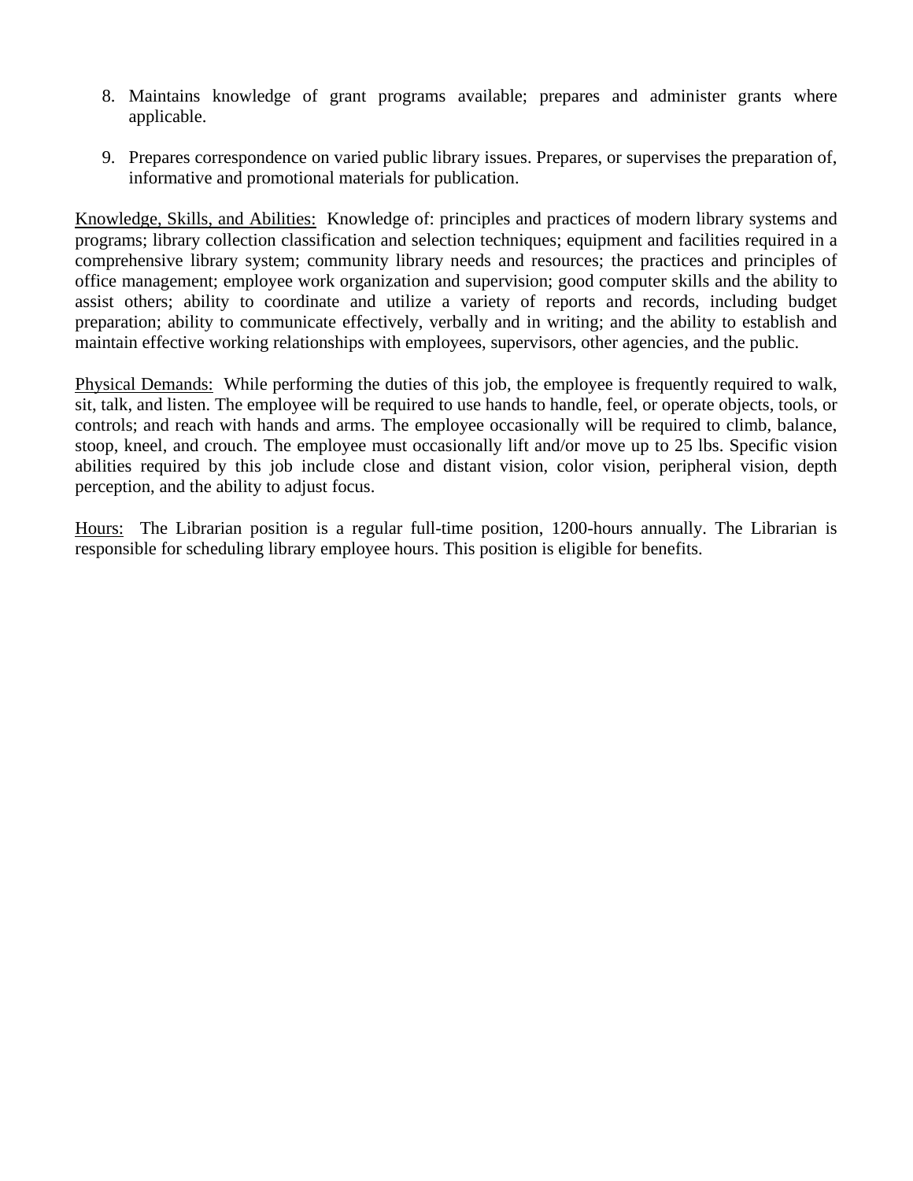8. Maintains knowledge of grant programs available; prepares and administer grants where applicable.

9. Prepares correspondence on varied public library issues. Prepares, or supervises the preparation of, informative and promotional materials for publication.

<u>Knowledge, Skills, and Abilities:</u> Knowledge of: principles and practices of modern library systems and programs; library collection classification and selection techniques; equipment and facilities required in a comprehensive library system; community library needs and resources; the practices and principles of office management; employee work organization and supervision; good computer skills and the ability to assist others; ability to coordinate and utilize a variety of reports and records, including budget preparation; ability to communicate effectively, verbally and in writing; and the ability to establish and maintain effective working relationships with employees, supervisors, other agencies, and the public.

<u>Physical Demands:</u> While performing the duties of this job, the employee is frequently required to walk, sit, talk, and listen. The employee will be required to use hands to handle, feel, or operate objects, tools, or controls; and reach with hands and arms. The employee occasionally will be required to climb, balance, stoop, kneel, and crouch. The employee must occasionally lift and/or move up to 25 lbs. Specific vision abilities required by this job include close and distant vision, color vision, peripheral vision, depth perception, and the ability to adjust focus.

<u>Hours:</u> The Librarian position is a regular full-time position, 1200-hours annually. The Librarian is responsible for scheduling library employee hours. This position is eligible for benefits.